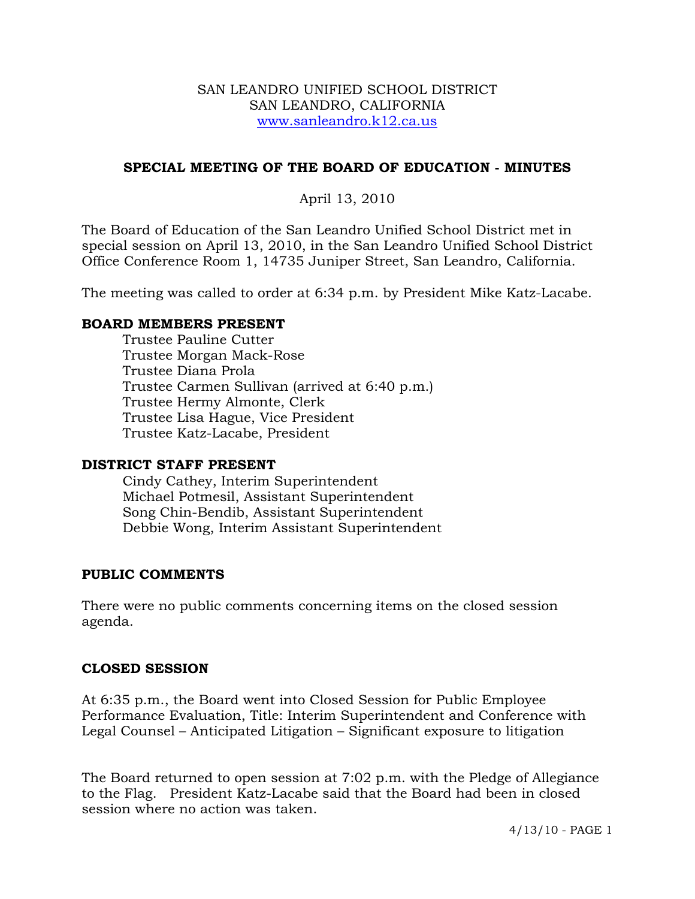SAN LEANDRO UNIFIED SCHOOL DISTRICT
SAN LEANDRO, CALIFORNIA
www.sanleandro.k12.ca.us

## SPECIAL MEETING OF THE BOARD OF EDUCATION - MINUTES

April 13, 2010

The Board of Education of the San Leandro Unified School District met in special session on April 13, 2010, in the San Leandro Unified School District Office Conference Room 1, 14735 Juniper Street, San Leandro, California.

The meeting was called to order at 6:34 p.m. by President Mike Katz-Lacabe.

### BOARD MEMBERS PRESENT

Trustee Pauline Cutter
Trustee Morgan Mack-Rose
Trustee Diana Prola
Trustee Carmen Sullivan (arrived at 6:40 p.m.)
Trustee Hermy Almonte, Clerk
Trustee Lisa Hague, Vice President
Trustee Katz-Lacabe, President

### DISTRICT STAFF PRESENT

Cindy Cathey, Interim Superintendent
Michael Potmesil, Assistant Superintendent
Song Chin-Bendib, Assistant Superintendent
Debbie Wong, Interim Assistant Superintendent

### PUBLIC COMMENTS

There were no public comments concerning items on the closed session agenda.

### CLOSED SESSION

At 6:35 p.m., the Board went into Closed Session for Public Employee Performance Evaluation, Title: Interim Superintendent and Conference with Legal Counsel – Anticipated Litigation – Significant exposure to litigation

The Board returned to open session at 7:02 p.m. with the Pledge of Allegiance to the Flag. President Katz-Lacabe said that the Board had been in closed session where no action was taken.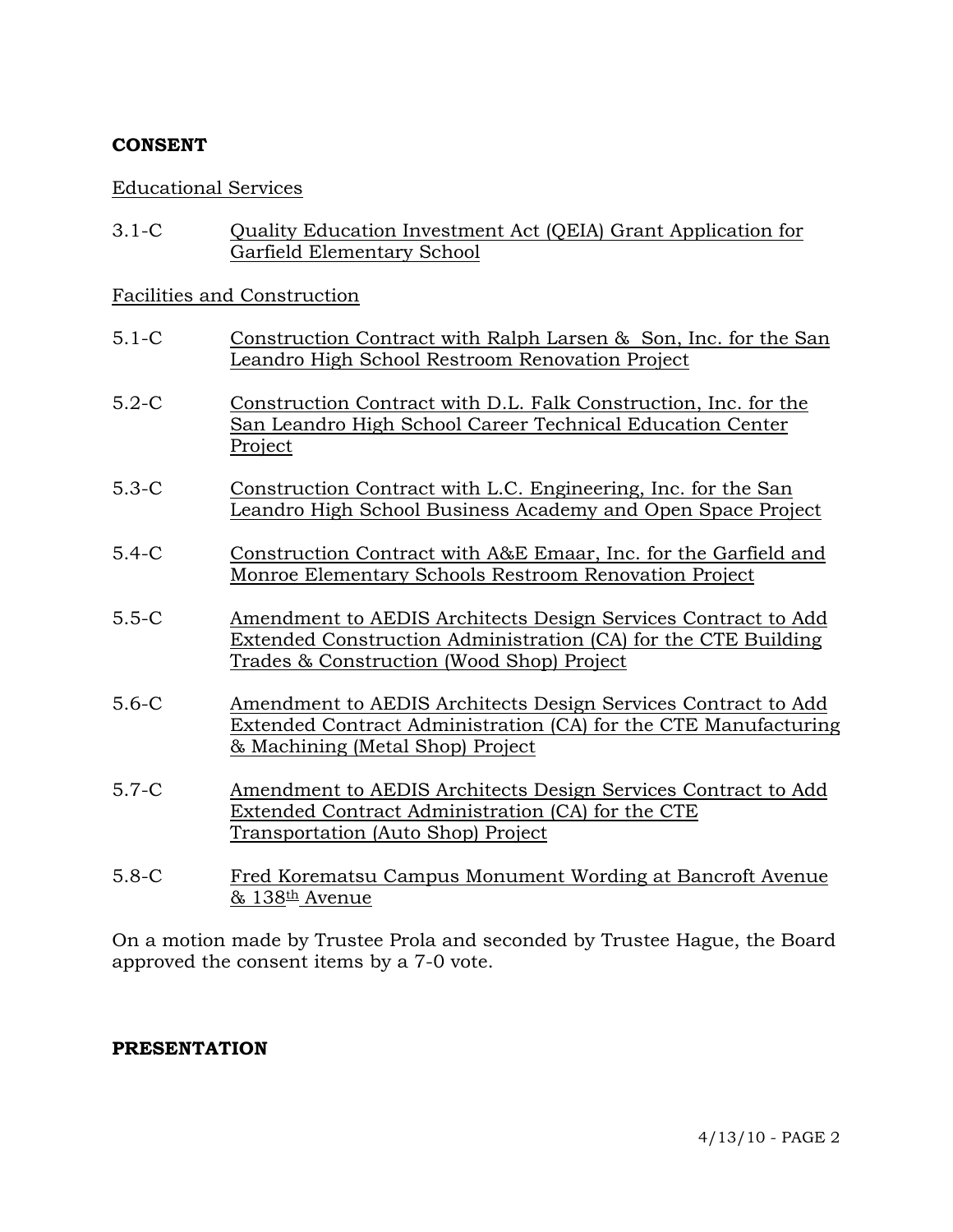**CONSENT**

Educational Services

3.1-C Quality Education Investment Act (QEIA) Grant Application for Garfield Elementary School

Facilities and Construction

5.1-C Construction Contract with Ralph Larsen & Son, Inc. for the San Leandro High School Restroom Renovation Project

5.2-C Construction Contract with D.L. Falk Construction, Inc. for the San Leandro High School Career Technical Education Center Project

5.3-C Construction Contract with L.C. Engineering, Inc. for the San Leandro High School Business Academy and Open Space Project

5.4-C Construction Contract with A&E Emaar, Inc. for the Garfield and Monroe Elementary Schools Restroom Renovation Project

5.5-C Amendment to AEDIS Architects Design Services Contract to Add Extended Construction Administration (CA) for the CTE Building Trades & Construction (Wood Shop) Project

5.6-C Amendment to AEDIS Architects Design Services Contract to Add Extended Contract Administration (CA) for the CTE Manufacturing & Machining (Metal Shop) Project

5.7-C Amendment to AEDIS Architects Design Services Contract to Add Extended Contract Administration (CA) for the CTE Transportation (Auto Shop) Project

5.8-C Fred Korematsu Campus Monument Wording at Bancroft Avenue & 138th Avenue

On a motion made by Trustee Prola and seconded by Trustee Hague, the Board approved the consent items by a 7-0 vote.

**PRESENTATION**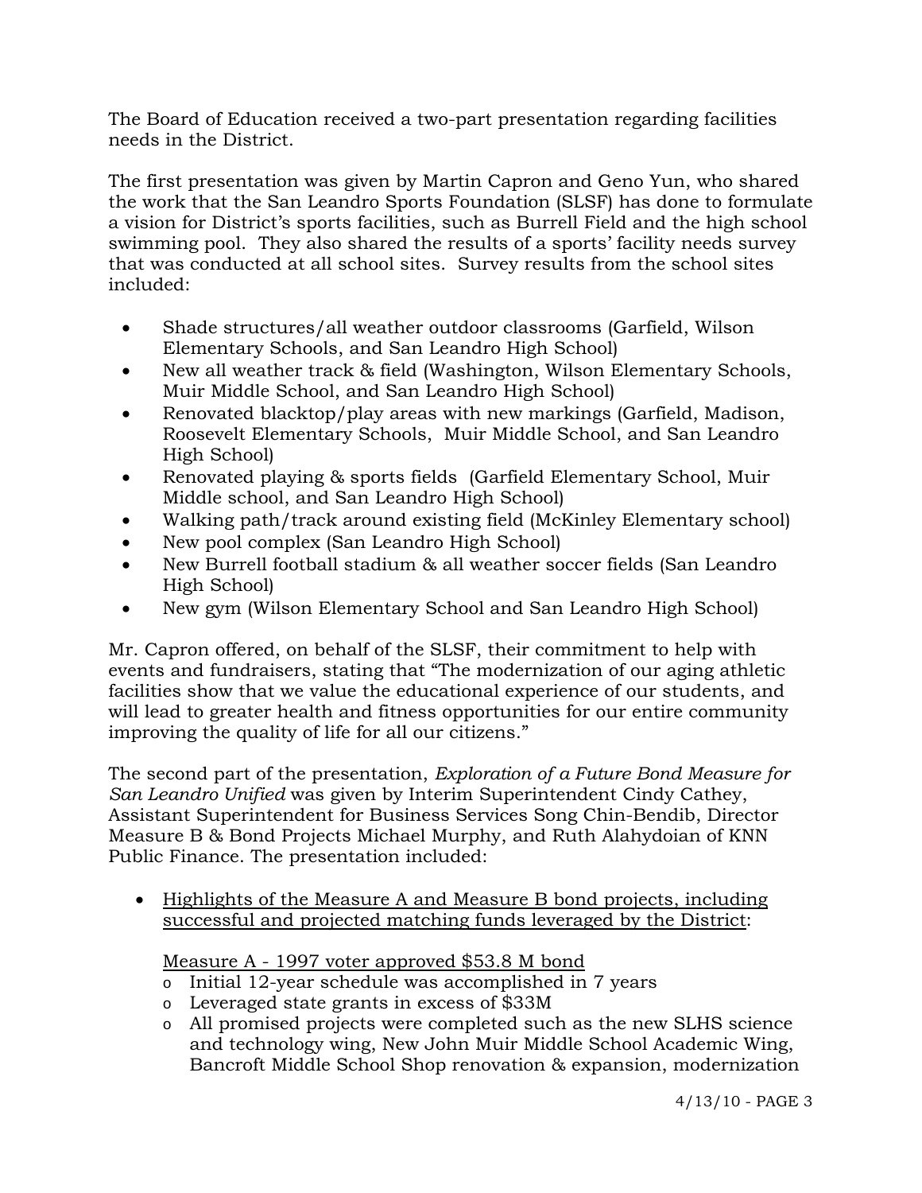The Board of Education received a two-part presentation regarding facilities needs in the District.

The first presentation was given by Martin Capron and Geno Yun, who shared the work that the San Leandro Sports Foundation (SLSF) has done to formulate a vision for District's sports facilities, such as Burrell Field and the high school swimming pool. They also shared the results of a sports' facility needs survey that was conducted at all school sites. Survey results from the school sites included:

- Shade structures/all weather outdoor classrooms (Garfield, Wilson Elementary Schools, and San Leandro High School)
- New all weather track & field (Washington, Wilson Elementary Schools, Muir Middle School, and San Leandro High School)
- Renovated blacktop/play areas with new markings (Garfield, Madison, Roosevelt Elementary Schools, Muir Middle School, and San Leandro High School)
- Renovated playing & sports fields (Garfield Elementary School, Muir Middle school, and San Leandro High School)
- Walking path/track around existing field (McKinley Elementary school)
- New pool complex (San Leandro High School)
- New Burrell football stadium & all weather soccer fields (San Leandro High School)
- New gym (Wilson Elementary School and San Leandro High School)

Mr. Capron offered, on behalf of the SLSF, their commitment to help with events and fundraisers, stating that "The modernization of our aging athletic facilities show that we value the educational experience of our students, and will lead to greater health and fitness opportunities for our entire community improving the quality of life for all our citizens."

The second part of the presentation, *Exploration of a Future Bond Measure for San Leandro Unified* was given by Interim Superintendent Cindy Cathey, Assistant Superintendent for Business Services Song Chin-Bendib, Director Measure B & Bond Projects Michael Murphy, and Ruth Alahydoian of KNN Public Finance. The presentation included:

- <u>Highlights of the Measure A and Measure B bond projects, including successful and projected matching funds leveraged by the District</u>:

  <u>Measure A - 1997 voter approved $53.8 M bond</u>
  - Initial 12-year schedule was accomplished in 7 years
  - Leveraged state grants in excess of $33M
  - All promised projects were completed such as the new SLHS science and technology wing, New John Muir Middle School Academic Wing, Bancroft Middle School Shop renovation & expansion, modernization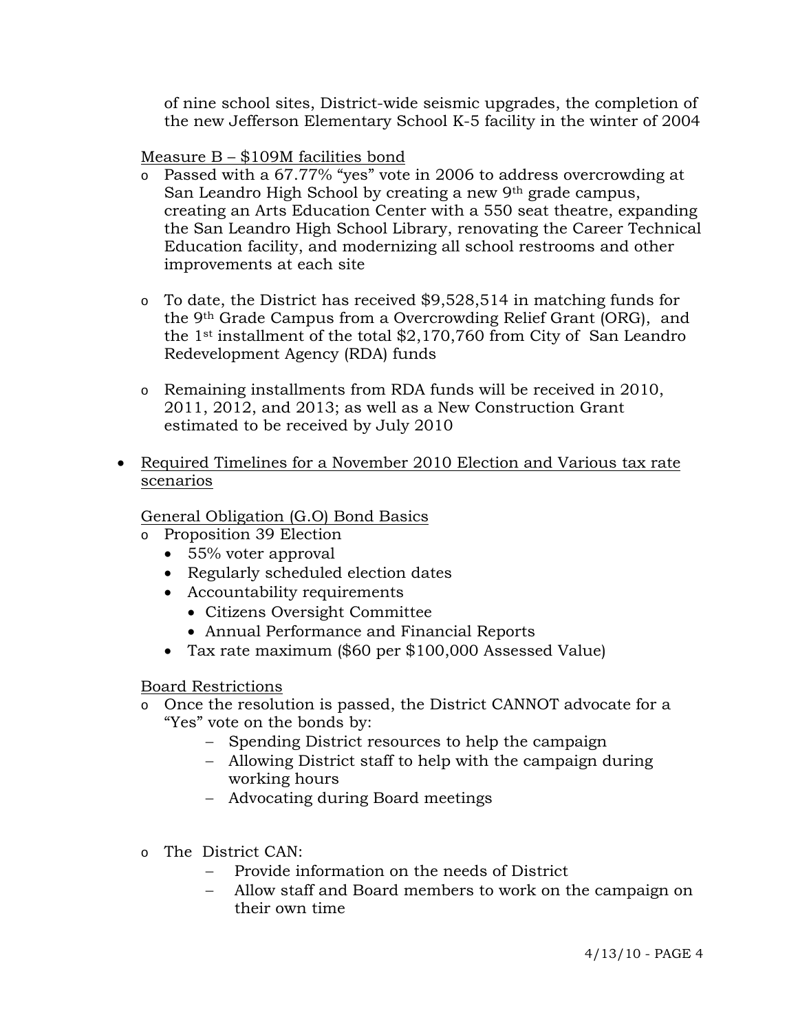of nine school sites, District-wide seismic upgrades, the completion of the new Jefferson Elementary School K-5 facility in the winter of 2004

Measure B – $109M facilities bond

- Passed with a 67.77% "yes" vote in 2006 to address overcrowding at San Leandro High School by creating a new 9th grade campus, creating an Arts Education Center with a 550 seat theatre, expanding the San Leandro High School Library, renovating the Career Technical Education facility, and modernizing all school restrooms and other improvements at each site

- To date, the District has received $9,528,514 in matching funds for the 9th Grade Campus from a Overcrowding Relief Grant (ORG), and the 1st installment of the total $2,170,760 from City of San Leandro Redevelopment Agency (RDA) funds

- Remaining installments from RDA funds will be received in 2010, 2011, 2012, and 2013; as well as a New Construction Grant estimated to be received by July 2010

- Required Timelines for a November 2010 Election and Various tax rate scenarios

  General Obligation (G.O) Bond Basics
  - Proposition 39 Election
    - 55% voter approval
    - Regularly scheduled election dates
    - Accountability requirements
      - Citizens Oversight Committee
      - Annual Performance and Financial Reports
    - Tax rate maximum ($60 per $100,000 Assessed Value)

  Board Restrictions
  - Once the resolution is passed, the District CANNOT advocate for a "Yes" vote on the bonds by:
    - Spending District resources to help the campaign
    - Allowing District staff to help with the campaign during working hours
    - Advocating during Board meetings

  - The District CAN:
    - Provide information on the needs of District
    - Allow staff and Board members to work on the campaign on their own time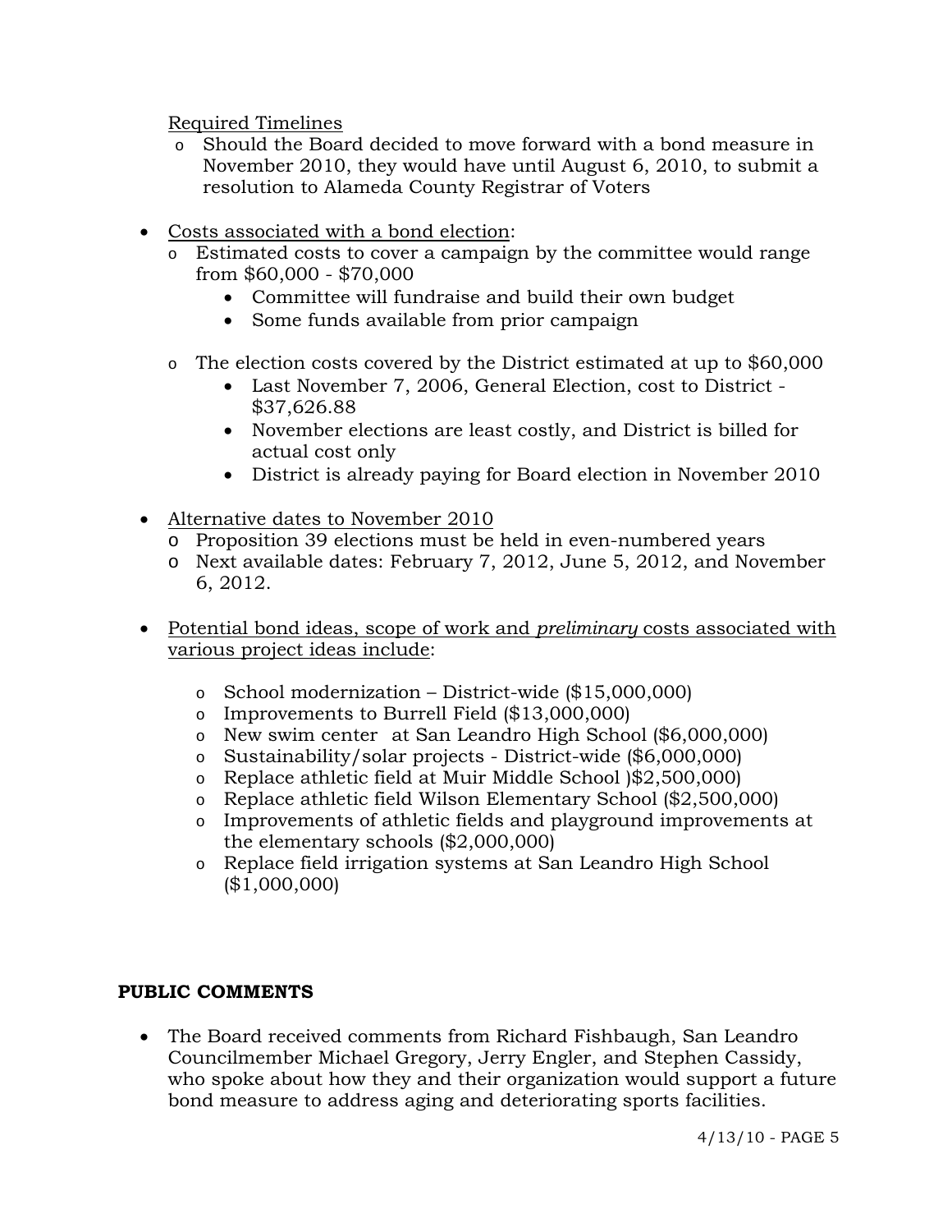Required Timelines

- Should the Board decided to move forward with a bond measure in November 2010, they would have until August 6, 2010, to submit a resolution to Alameda County Registrar of Voters

- Costs associated with a bond election:
  - Estimated costs to cover a campaign by the committee would range from $60,000 - $70,000
    - Committee will fundraise and build their own budget
    - Some funds available from prior campaign
  - The election costs covered by the District estimated at up to $60,000
    - Last November 7, 2006, General Election, cost to District - $37,626.88
    - November elections are least costly, and District is billed for actual cost only
    - District is already paying for Board election in November 2010

- Alternative dates to November 2010
  - Proposition 39 elections must be held in even-numbered years
  - Next available dates: February 7, 2012, June 5, 2012, and November 6, 2012.

- Potential bond ideas, scope of work and *preliminary* costs associated with various project ideas include:
  - School modernization – District-wide ($15,000,000)
  - Improvements to Burrell Field ($13,000,000)
  - New swim center at San Leandro High School ($6,000,000)
  - Sustainability/solar projects - District-wide ($6,000,000)
  - Replace athletic field at Muir Middle School )$2,500,000)
  - Replace athletic field Wilson Elementary School ($2,500,000)
  - Improvements of athletic fields and playground improvements at the elementary schools ($2,000,000)
  - Replace field irrigation systems at San Leandro High School ($1,000,000)

**PUBLIC COMMENTS**

- The Board received comments from Richard Fishbaugh, San Leandro Councilmember Michael Gregory, Jerry Engler, and Stephen Cassidy, who spoke about how they and their organization would support a future bond measure to address aging and deteriorating sports facilities.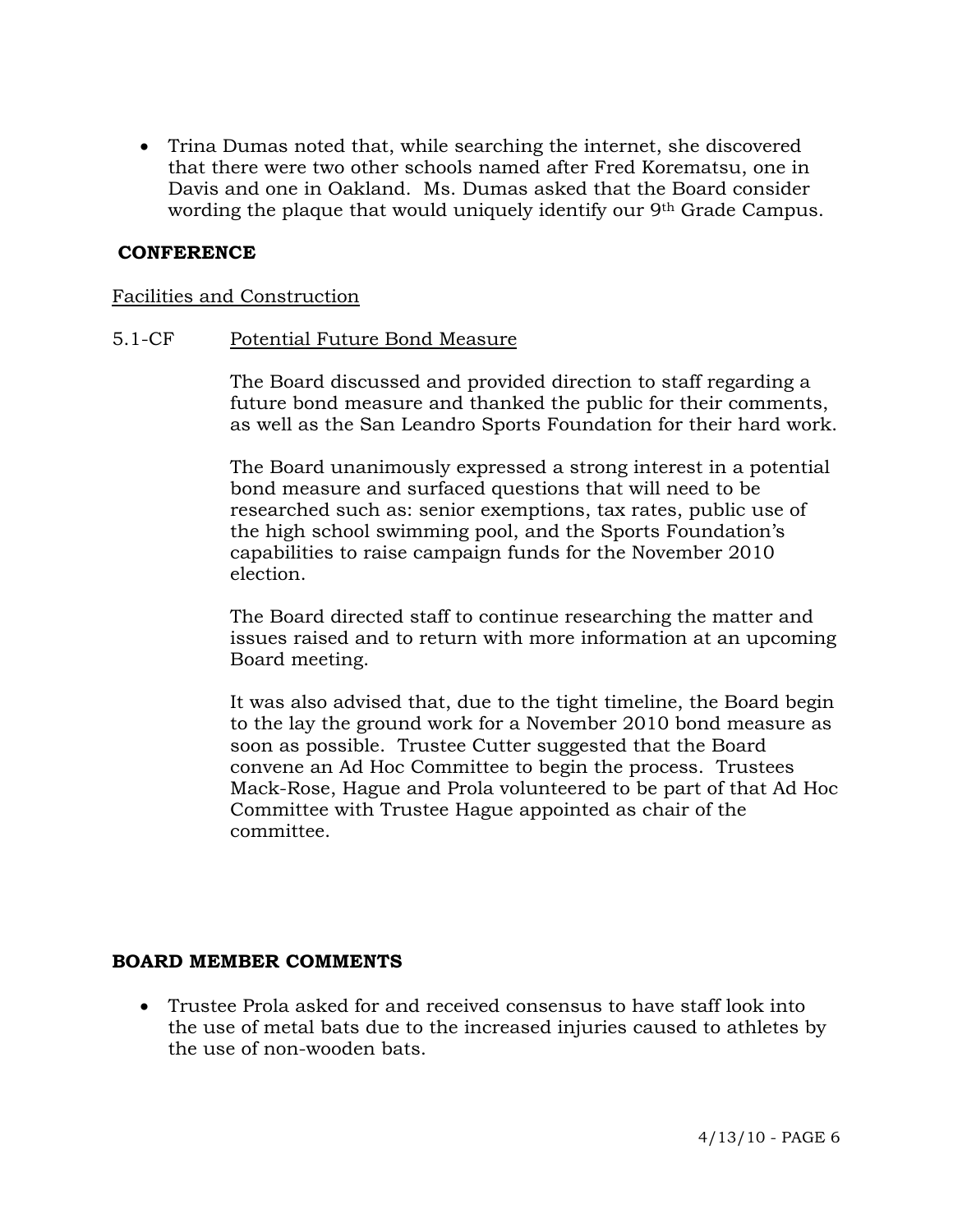- Trina Dumas noted that, while searching the internet, she discovered that there were two other schools named after Fred Korematsu, one in Davis and one in Oakland. Ms. Dumas asked that the Board consider wording the plaque that would uniquely identify our 9th Grade Campus.

**CONFERENCE**

Facilities and Construction

5.1-CF Potential Future Bond Measure

The Board discussed and provided direction to staff regarding a future bond measure and thanked the public for their comments, as well as the San Leandro Sports Foundation for their hard work.

The Board unanimously expressed a strong interest in a potential bond measure and surfaced questions that will need to be researched such as: senior exemptions, tax rates, public use of the high school swimming pool, and the Sports Foundation's capabilities to raise campaign funds for the November 2010 election.

The Board directed staff to continue researching the matter and issues raised and to return with more information at an upcoming Board meeting.

It was also advised that, due to the tight timeline, the Board begin to the lay the ground work for a November 2010 bond measure as soon as possible. Trustee Cutter suggested that the Board convene an Ad Hoc Committee to begin the process. Trustees Mack-Rose, Hague and Prola volunteered to be part of that Ad Hoc Committee with Trustee Hague appointed as chair of the committee.

**BOARD MEMBER COMMENTS**

- Trustee Prola asked for and received consensus to have staff look into the use of metal bats due to the increased injuries caused to athletes by the use of non-wooden bats.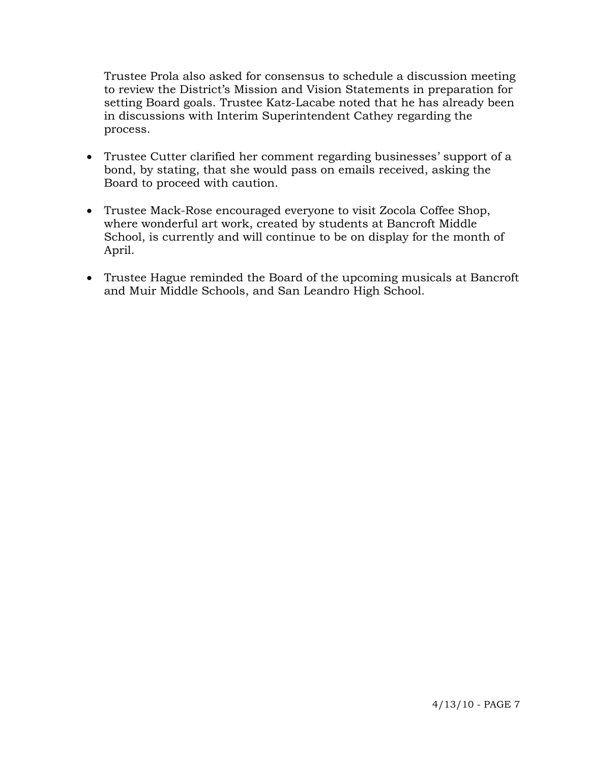Trustee Prola also asked for consensus to schedule a discussion meeting to review the District's Mission and Vision Statements in preparation for setting Board goals. Trustee Katz-Lacabe noted that he has already been in discussions with Interim Superintendent Cathey regarding the process.

- Trustee Cutter clarified her comment regarding businesses' support of a bond, by stating, that she would pass on emails received, asking the Board to proceed with caution.

- Trustee Mack-Rose encouraged everyone to visit Zocola Coffee Shop, where wonderful art work, created by students at Bancroft Middle School, is currently and will continue to be on display for the month of April.

- Trustee Hague reminded the Board of the upcoming musicals at Bancroft and Muir Middle Schools, and San Leandro High School.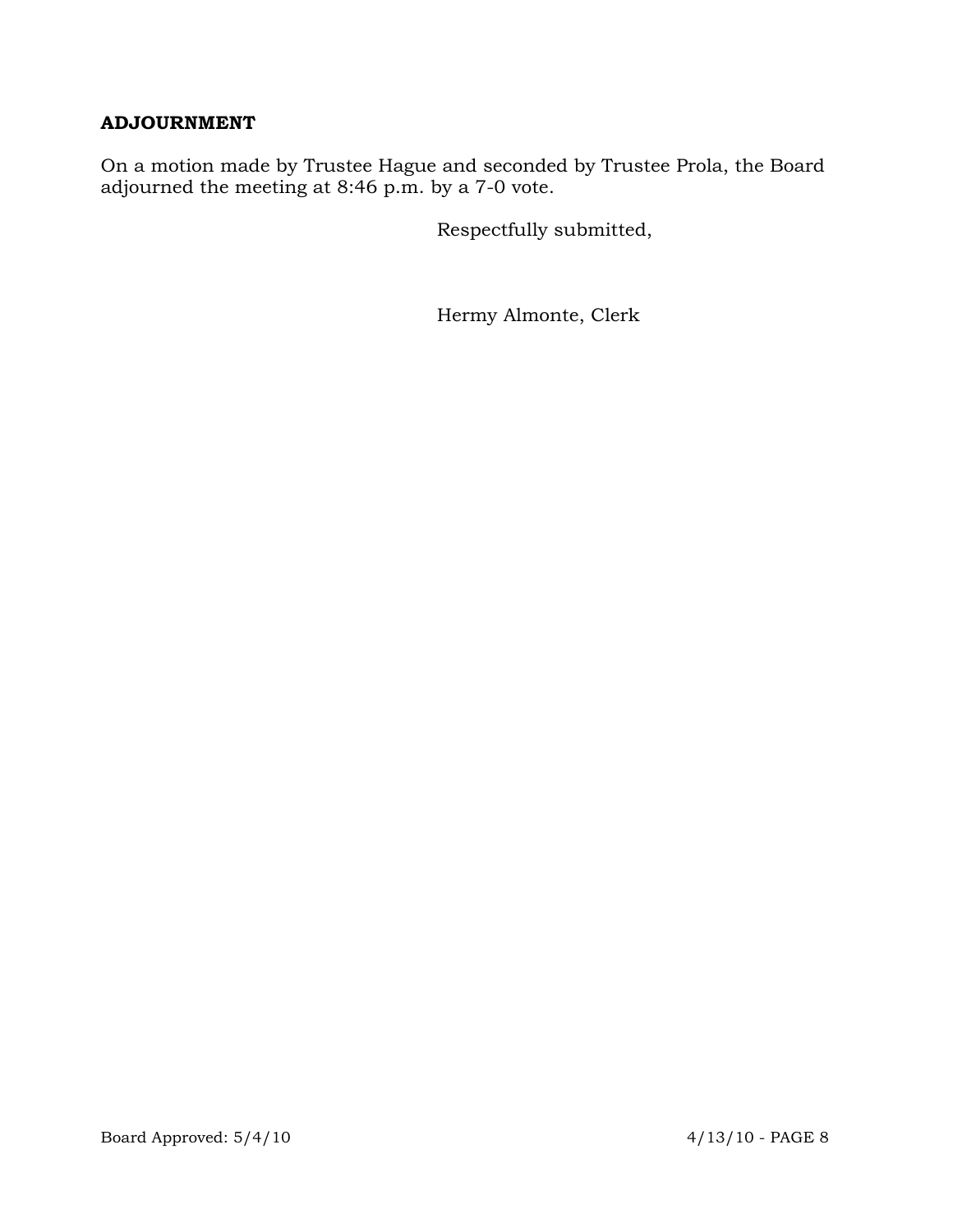**ADJOURNMENT**

On a motion made by Trustee Hague and seconded by Trustee Prola, the Board adjourned the meeting at 8:46 p.m. by a 7-0 vote.

Respectfully submitted,

Hermy Almonte, Clerk

Board Approved: 5/4/10